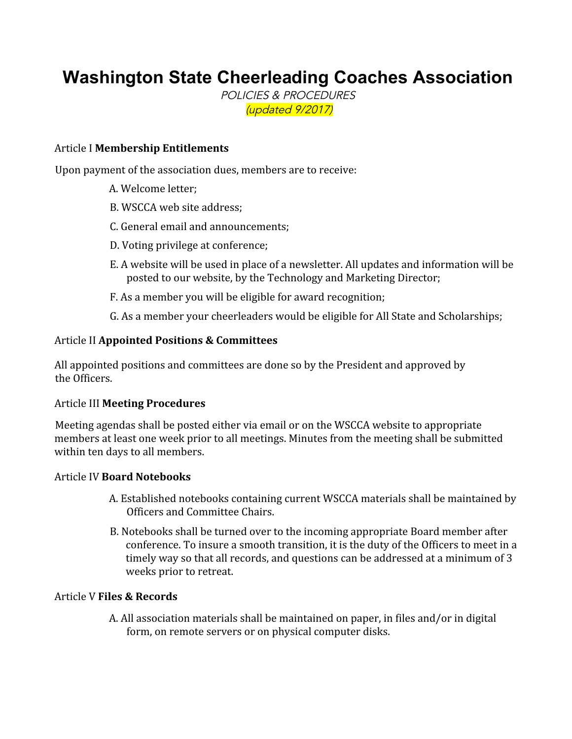# Washington State Cheerleading Coaches Association

*POLICIES & PROCEDURES*

*(updated 9/2017)*

## Article I **Membership Entitlements**

Upon payment of the association dues, members are to receive:

A. Welcome letter;

B. WSCCA web site address;

C. General email and announcements;

D. Voting privilege at conference;

E. A website will be used in place of a newsletter. All updates and information will be posted to our website, by the Technology and Marketing Director;

F. As a member you will be eligible for award recognition;

G. As a member your cheerleaders would be eligible for All State and Scholarships;

## Article II **Appointed Positions & Committees**

All appointed positions and committees are done so by the President and approved by the Officers.

## Article III **Meeting Procedures**

Meeting agendas shall be posted either via email or on the WSCCA website to appropriate members at least one week prior to all meetings. Minutes from the meeting shall be submitted within ten days to all members.

## Article IV **Board Notebooks**

A. Established notebooks containing current WSCCA materials shall be maintained by Officers and Committee Chairs.

B. Notebooks shall be turned over to the incoming appropriate Board member after conference. To insure a smooth transition, it is the duty of the Officers to meet in a timely way so that all records, and questions can be addressed at a minimum of 3 weeks prior to retreat.

## Article V **Files & Records**

A. All association materials shall be maintained on paper, in files and/or in digital form, on remote servers or on physical computer disks.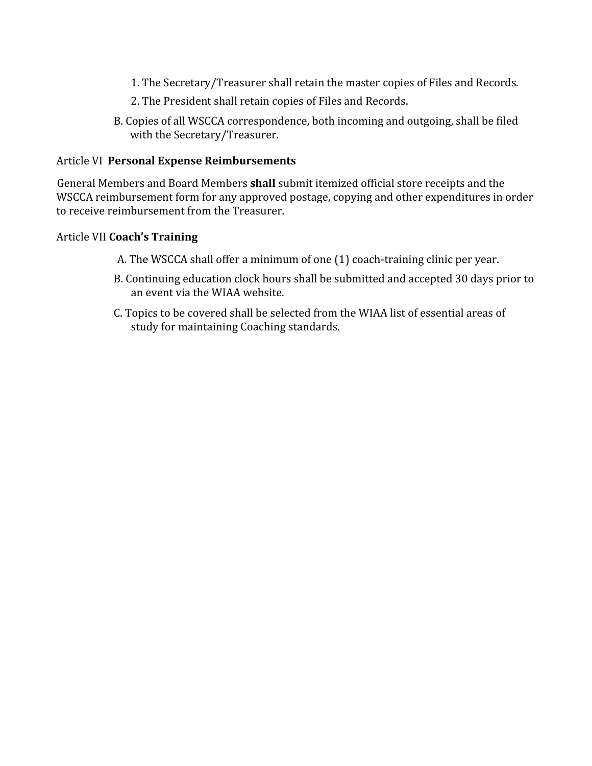1. The Secretary/Treasurer shall retain the master copies of Files and Records.
2. The President shall retain copies of Files and Records.

B. Copies of all WSCCA correspondence, both incoming and outgoing, shall be filed with the Secretary/Treasurer.

Article VI **Personal Expense Reimbursements**

General Members and Board Members **shall** submit itemized official store receipts and the WSCCA reimbursement form for any approved postage, copying and other expenditures in order to receive reimbursement from the Treasurer.

Article VII **Coach's Training**

A. The WSCCA shall offer a minimum of one (1) coach-training clinic per year.

B. Continuing education clock hours shall be submitted and accepted 30 days prior to an event via the WIAA website.

C. Topics to be covered shall be selected from the WIAA list of essential areas of study for maintaining Coaching standards.